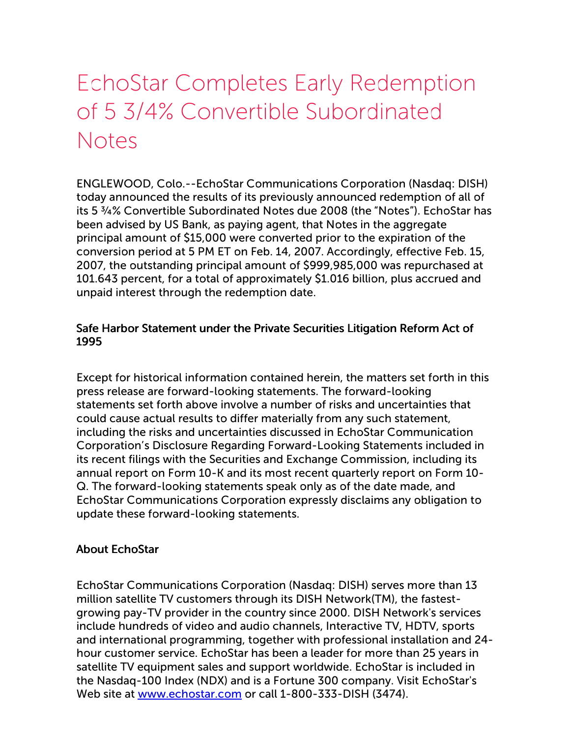# EchoStar Completes Early Redemption of 5 3/4% Convertible Subordinated Notes

ENGLEWOOD, Colo.--EchoStar Communications Corporation (Nasdaq: DISH) today announced the results of its previously announced redemption of all of its 5 ¾% Convertible Subordinated Notes due 2008 (the "Notes"). EchoStar has been advised by US Bank, as paying agent, that Notes in the aggregate principal amount of $15,000 were converted prior to the expiration of the conversion period at 5 PM ET on Feb. 14, 2007. Accordingly, effective Feb. 15, 2007, the outstanding principal amount of $999,985,000 was repurchased at 101.643 percent, for a total of approximately $1.016 billion, plus accrued and unpaid interest through the redemption date.

**Safe Harbor Statement under the Private Securities Litigation Reform Act of 1995**

Except for historical information contained herein, the matters set forth in this press release are forward-looking statements. The forward-looking statements set forth above involve a number of risks and uncertainties that could cause actual results to differ materially from any such statement, including the risks and uncertainties discussed in EchoStar Communication Corporation's Disclosure Regarding Forward-Looking Statements included in its recent filings with the Securities and Exchange Commission, including its annual report on Form 10-K and its most recent quarterly report on Form 10-Q. The forward-looking statements speak only as of the date made, and EchoStar Communications Corporation expressly disclaims any obligation to update these forward-looking statements.

**About EchoStar**

EchoStar Communications Corporation (Nasdaq: DISH) serves more than 13 million satellite TV customers through its DISH Network(TM), the fastest-growing pay-TV provider in the country since 2000. DISH Network's services include hundreds of video and audio channels, Interactive TV, HDTV, sports and international programming, together with professional installation and 24-hour customer service. EchoStar has been a leader for more than 25 years in satellite TV equipment sales and support worldwide. EchoStar is included in the Nasdaq-100 Index (NDX) and is a Fortune 300 company. Visit EchoStar's Web site at [www.echostar.com](http://www.echostar.com) or call 1-800-333-DISH (3474).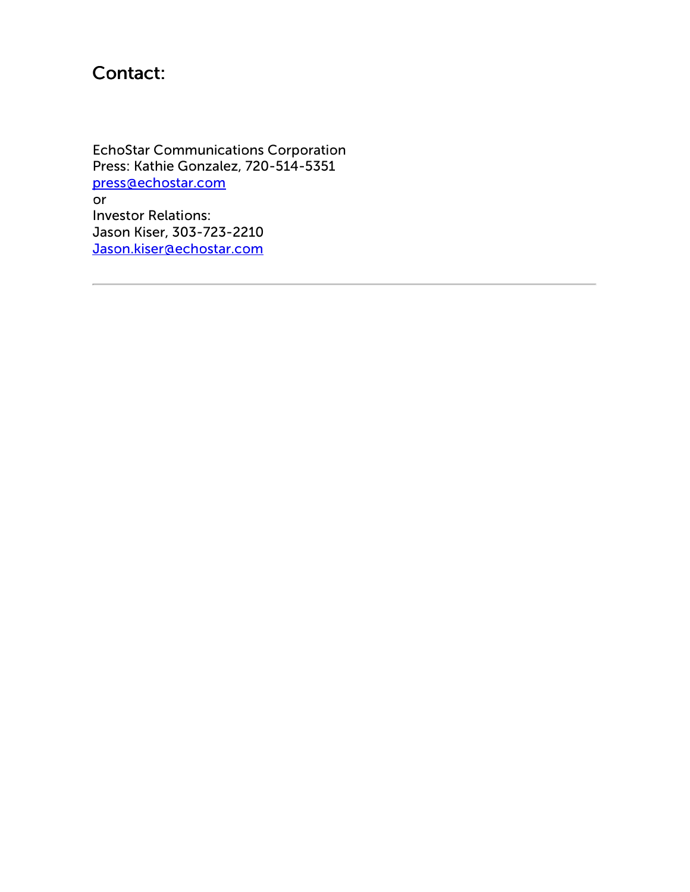## Contact:

EchoStar Communications Corporation
Press: Kathie Gonzalez, 720-514-5351
press@echostar.com
or
Investor Relations:
Jason Kiser, 303-723-2210
Jason.kiser@echostar.com

---